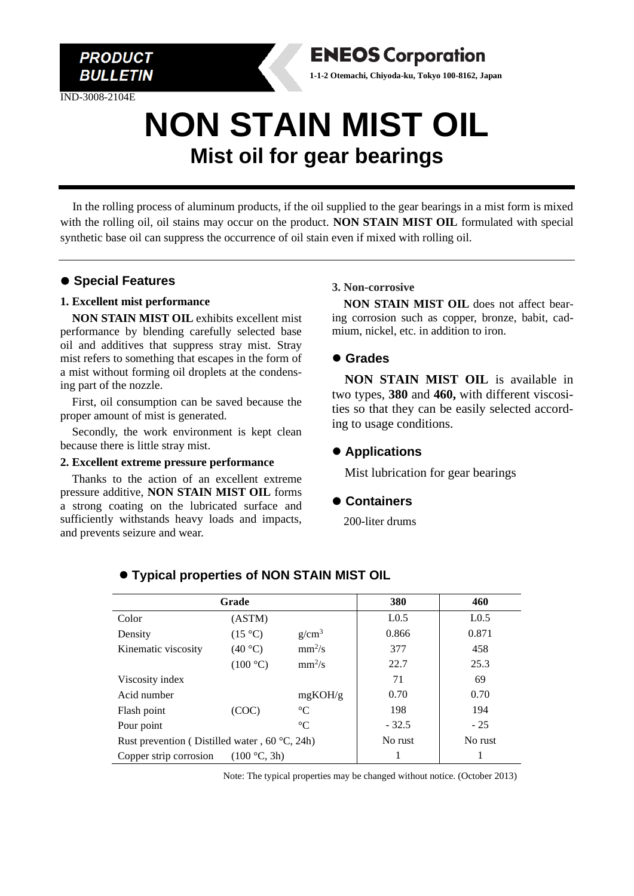PRODUCT BULLETIN

**ENEOS Corporation**

**1-1-2 Otemachi, Chiyoda-ku, Tokyo 100-8162, Japan**

IND-3008-2104E

# NON STAIN MIST OIL

## Mist oil for gear bearings

In the rolling process of aluminum products, if the oil supplied to the gear bearings in a mist form is mixed with the rolling oil, oil stains may occur on the product. **NON STAIN MIST OIL** formulated with special synthetic base oil can suppress the occurrence of oil stain even if mixed with rolling oil.

### ● Special Features

**1. Excellent mist performance**

**NON STAIN MIST OIL** exhibits excellent mist performance by blending carefully selected base oil and additives that suppress stray mist. Stray mist refers to something that escapes in the form of a mist without forming oil droplets at the condensing part of the nozzle.

First, oil consumption can be saved because the proper amount of mist is generated.

Secondly, the work environment is kept clean because there is little stray mist.

**2. Excellent extreme pressure performance**

Thanks to the action of an excellent extreme pressure additive, **NON STAIN MIST OIL** forms a strong coating on the lubricated surface and sufficiently withstands heavy loads and impacts, and prevents seizure and wear.

**3. Non-corrosive**

**NON STAIN MIST OIL** does not affect bearing corrosion such as copper, bronze, babit, cadmium, nickel, etc. in addition to iron.

### ● Grades

**NON STAIN MIST OIL** is available in two types, **380** and **460,** with different viscosities so that they can be easily selected according to usage conditions.

### ● Applications

Mist lubrication for gear bearings

### ● Containers

200-liter drums

### ● Typical properties of NON STAIN MIST OIL

| Grade | | | 380 | 460 |
|---|---|---|---|---|
| Color | (ASTM) | | L0.5 | L0.5 |
| Density | (15 °C) | g/cm$^3$ | 0.866 | 0.871 |
| Kinematic viscosity | (40 °C) | mm$^2$/s | 377 | 458 |
| | (100 °C) | mm$^2$/s | 22.7 | 25.3 |
| Viscosity index | | | 71 | 69 |
| Acid number | | mgKOH/g | 0.70 | 0.70 |
| Flash point | (COC) | °C | 198 | 194 |
| Pour point | | °C | - 32.5 | - 25 |
| Rust prevention ( Distilled water , 60 °C, 24h) | | | No rust | No rust |
| Copper strip corrosion | (100 °C, 3h) | | 1 | 1 |

Note: The typical properties may be changed without notice. (October 2013)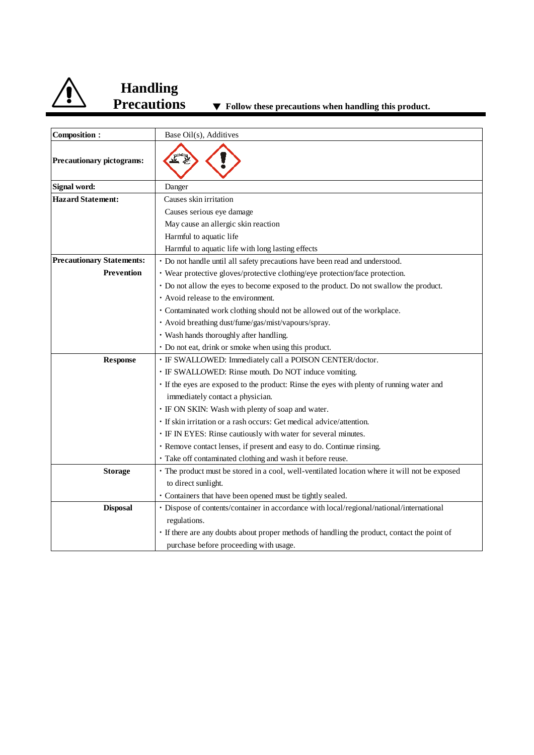# Handling Precautions

▼ **Follow these precautions when handling this product.**

| | |
|---|---|
| **Composition :** | Base Oil(s), Additives |
| **Precautionary pictograms:** | |
| **Signal word:** | Danger |
| **Hazard Statement:** | Causes skin irritation<br>Causes serious eye damage<br>May cause an allergic skin reaction<br>Harmful to aquatic life<br>Harmful to aquatic life with long lasting effects |
| **Precautionary Statements:**<br>**Prevention** | ・Do not handle until all safety precautions have been read and understood.<br>・Wear protective gloves/protective clothing/eye protection/face protection.<br>・Do not allow the eyes to become exposed to the product. Do not swallow the product.<br>・Avoid release to the environment.<br>・Contaminated work clothing should not be allowed out of the workplace.<br>・Avoid breathing dust/fume/gas/mist/vapours/spray.<br>・Wash hands thoroughly after handling.<br>・Do not eat, drink or smoke when using this product. |
| **Response** | ・IF SWALLOWED: Immediately call a POISON CENTER/doctor.<br>・IF SWALLOWED: Rinse mouth. Do NOT induce vomiting.<br>・If the eyes are exposed to the product: Rinse the eyes with plenty of running water and immediately contact a physician.<br>・IF ON SKIN: Wash with plenty of soap and water.<br>・If skin irritation or a rash occurs: Get medical advice/attention.<br>・IF IN EYES: Rinse cautiously with water for several minutes.<br>・Remove contact lenses, if present and easy to do. Continue rinsing.<br>・Take off contaminated clothing and wash it before reuse. |
| **Storage** | ・The product must be stored in a cool, well-ventilated location where it will not be exposed to direct sunlight.<br>・Containers that have been opened must be tightly sealed. |
| **Disposal** | ・Dispose of contents/container in accordance with local/regional/national/international regulations.<br>・If there are any doubts about proper methods of handling the product, contact the point of purchase before proceeding with usage. |